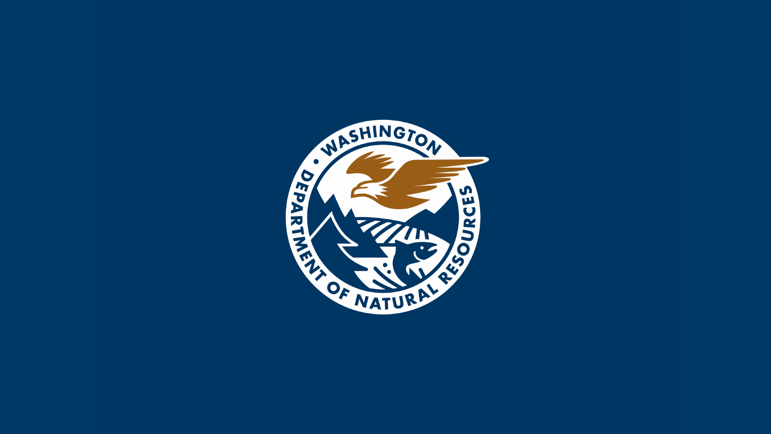WASHINGTON • DEPARTMENT OF NATURAL RESOURCES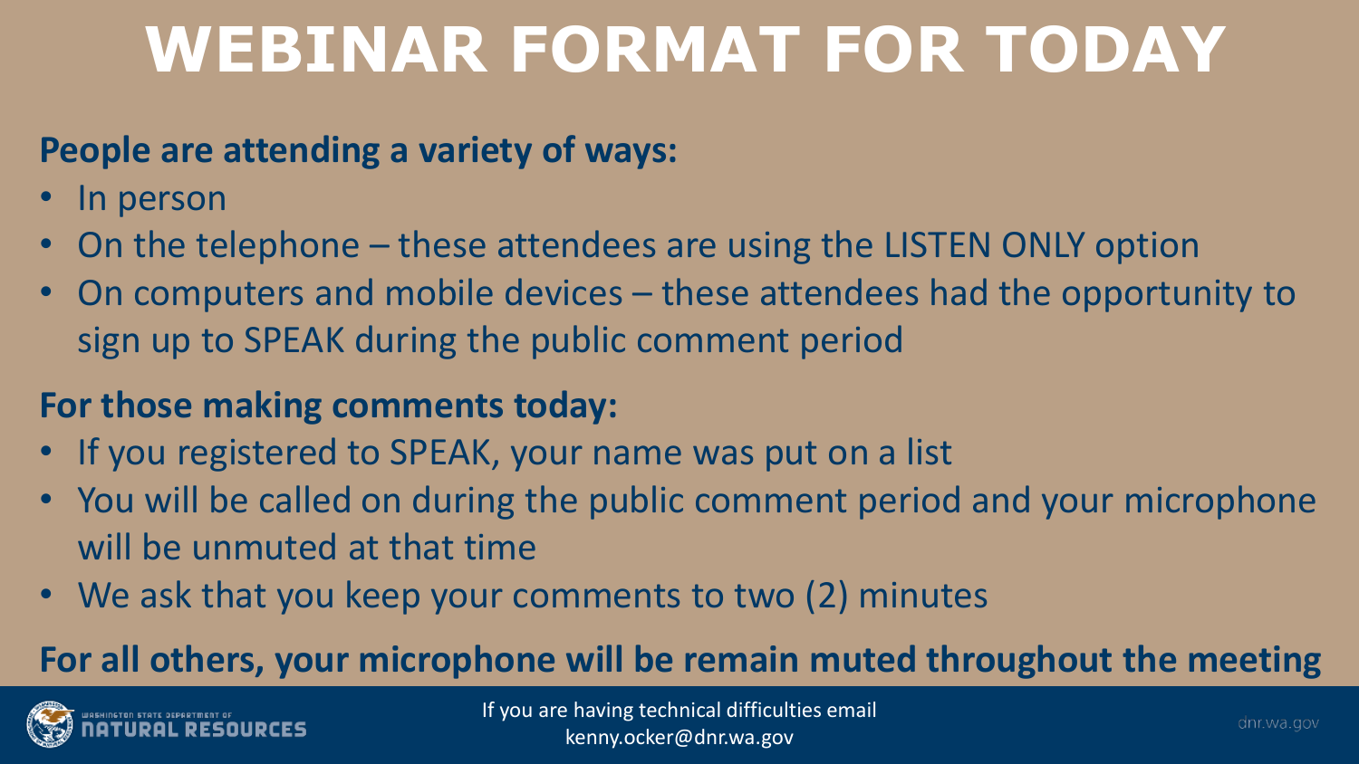# WEBINAR FORMAT FOR TODAY

**People are attending a variety of ways:**

- In person
- On the telephone – these attendees are using the LISTEN ONLY option
- On computers and mobile devices – these attendees had the opportunity to sign up to SPEAK during the public comment period

**For those making comments today:**

- If you registered to SPEAK, your name was put on a list
- You will be called on during the public comment period and your microphone will be unmuted at that time
- We ask that you keep your comments to two (2) minutes

**For all others, your microphone will be remain muted throughout the meeting**

If you are having technical difficulties email kenny.ocker@dnr.wa.gov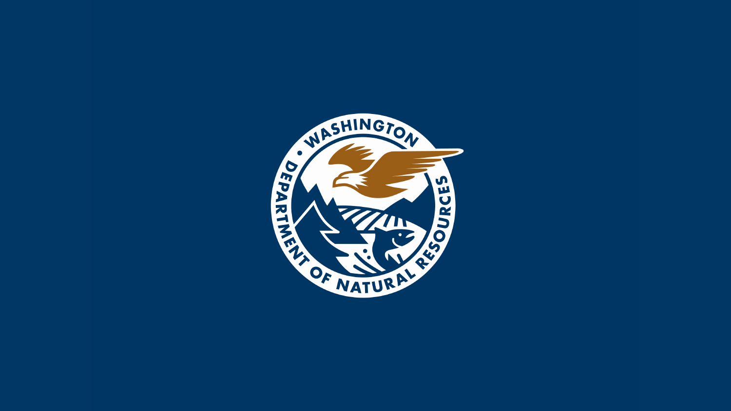WASHINGTON • DEPARTMENT OF NATURAL RESOURCES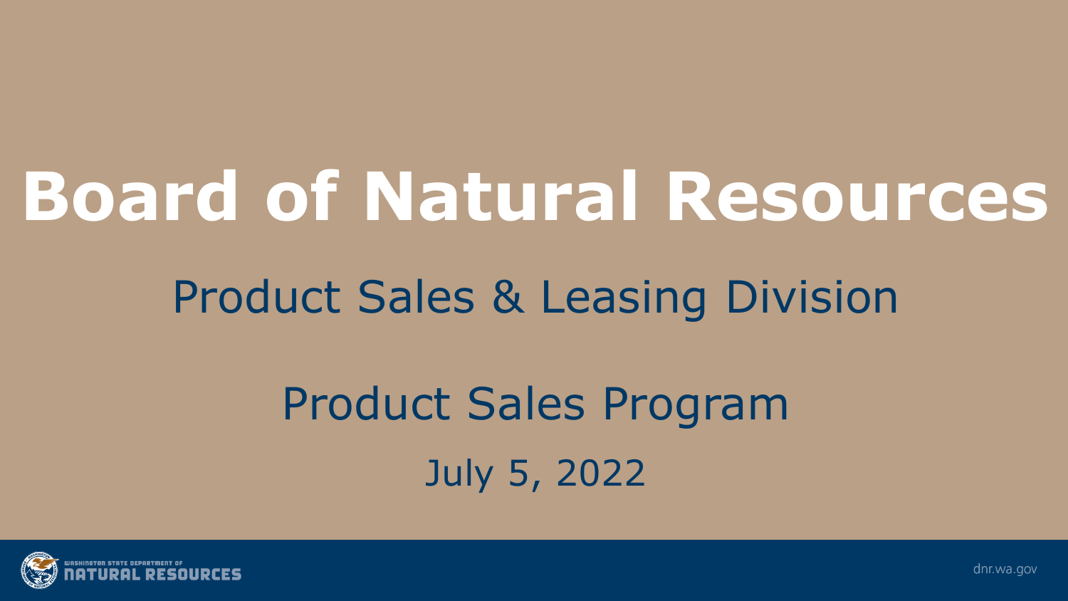# Board of Natural Resources

## Product Sales & Leasing Division

## Product Sales Program

July 5, 2022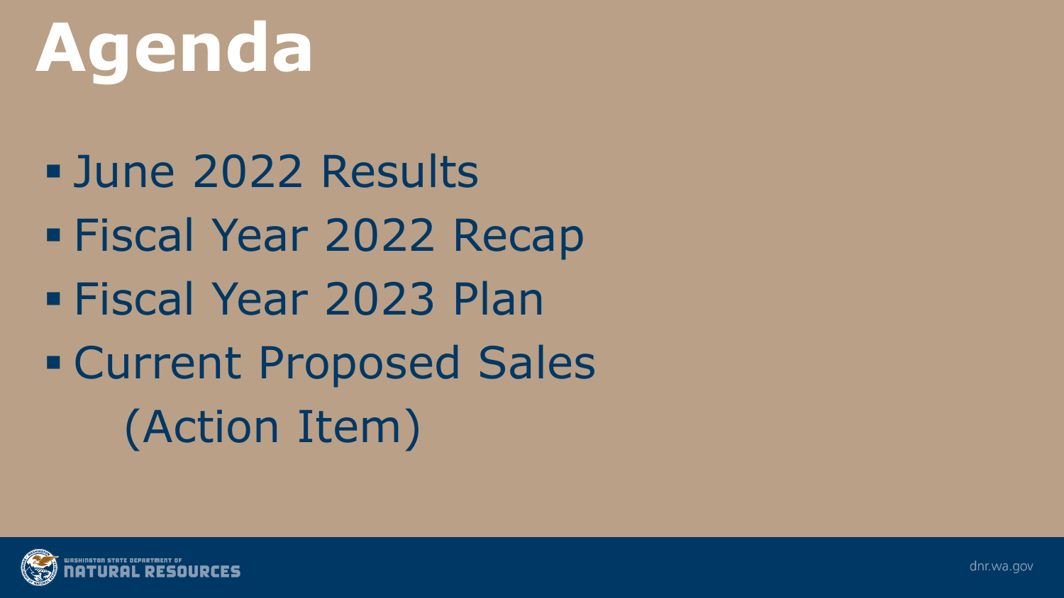# Agenda

- June 2022 Results
- Fiscal Year 2022 Recap
- Fiscal Year 2023 Plan
- Current Proposed Sales (Action Item)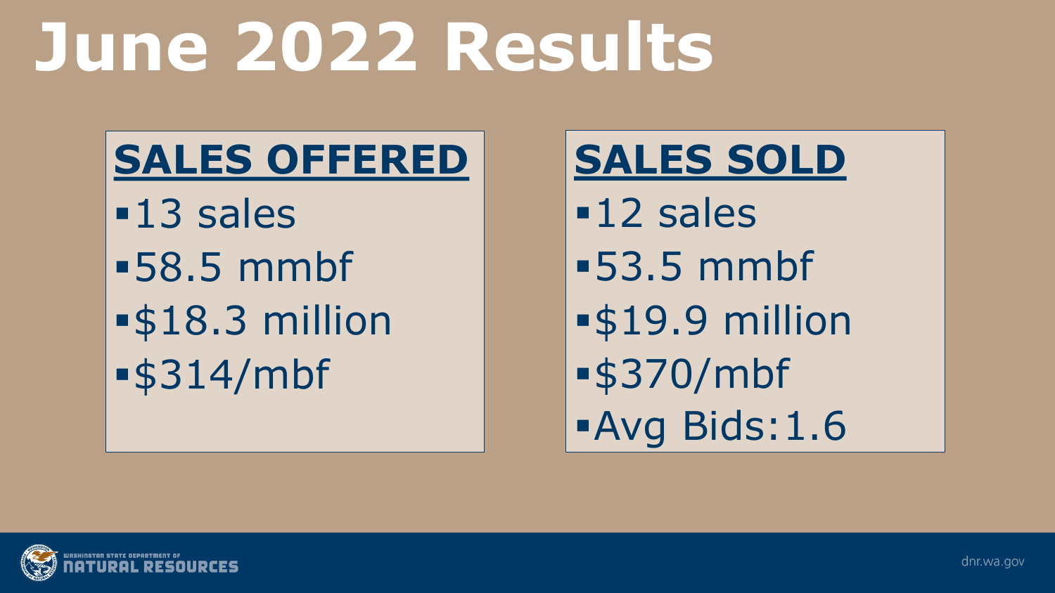# June 2022 Results

## SALES OFFERED

- 13 sales
- 58.5 mmbf
- $18.3 million
- $314/mbf

## SALES SOLD

- 12 sales
- 53.5 mmbf
- $19.9 million
- $370/mbf
- Avg Bids:1.6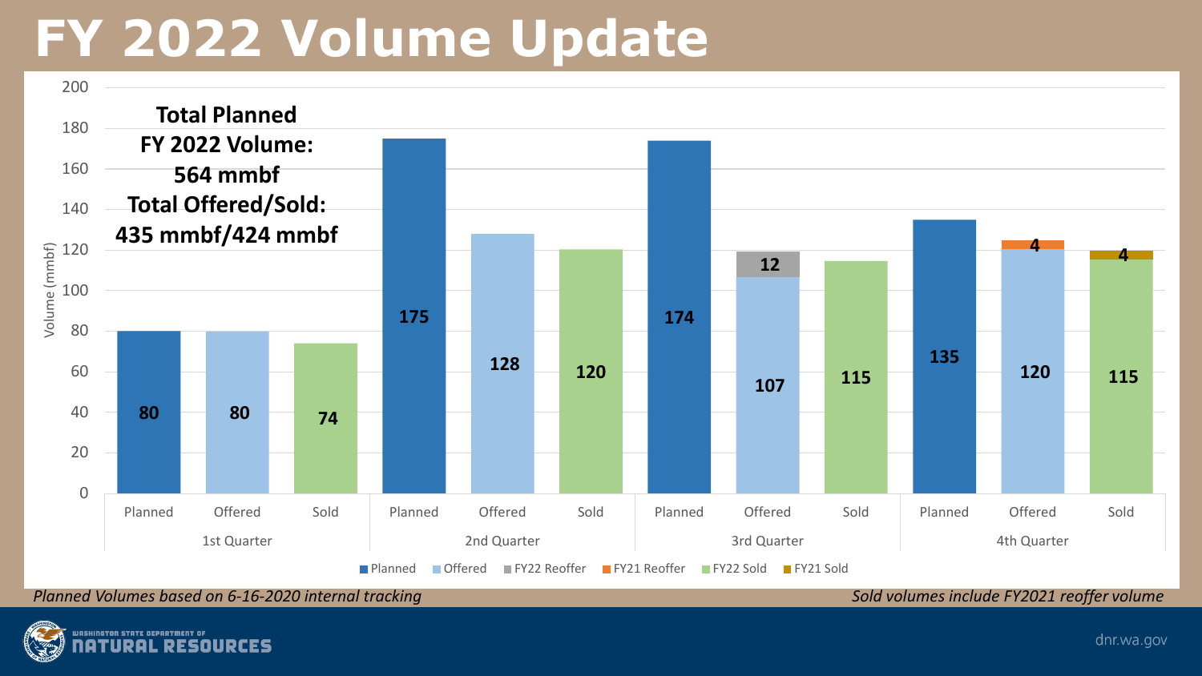# FY 2022 Volume Update

**Total Planned FY 2022 Volume: 564 mmbf**
**Total Offered/Sold: 435 mmbf/424 mmbf**

| Quarter | Category | Volume (mmbf) |
|---|---|---|
| 1st Quarter | Planned | 80 |
| 1st Quarter | Offered | 80 |
| 1st Quarter | Sold | 74 |
| 2nd Quarter | Planned | 175 |
| 2nd Quarter | Offered | 128 |
| 2nd Quarter | Sold | 120 |
| 3rd Quarter | Planned | 174 |
| 3rd Quarter | Offered | 107 + 12 (FY22 Reoffer) |
| 3rd Quarter | Sold | 115 |
| 4th Quarter | Planned | 135 |
| 4th Quarter | Offered | 120 + 4 (FY21 Reoffer) |
| 4th Quarter | Sold | 115 + 4 (FY21 Sold) |

Legend: Planned, Offered, FY22 Reoffer, FY21 Reoffer, FY22 Sold, FY21 Sold

*Planned Volumes based on 6-16-2020 internal tracking*

*Sold volumes include FY2021 reoffer volume*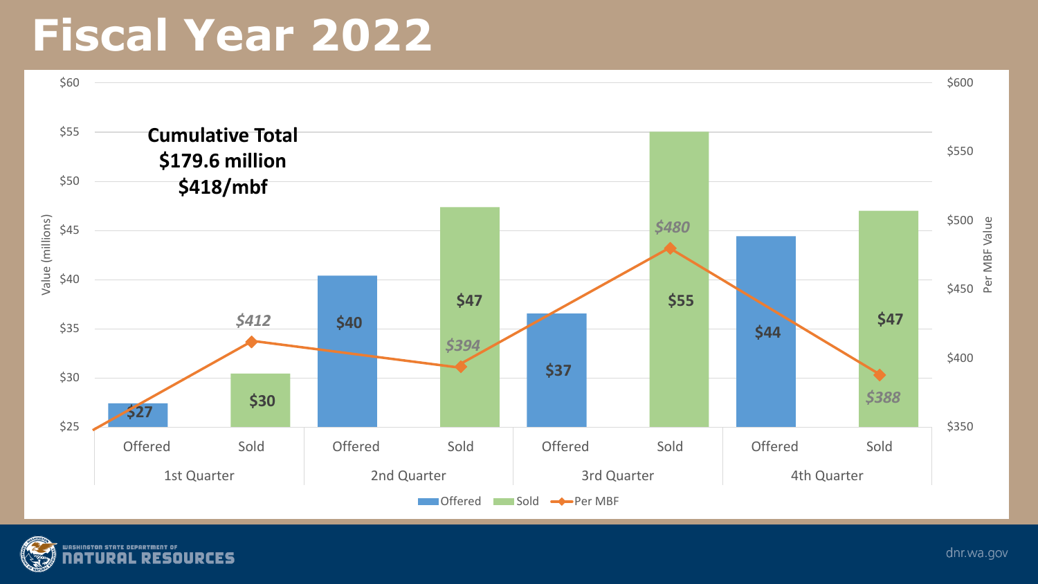# Fiscal Year 2022

**Cumulative Total**
**$179.6 million**
**$418/mbf**

| Quarter | Offered (millions) | Sold (millions) | Per MBF |
|---|---|---|---|
| 1st Quarter | $27 | $30 | $412 |
| 2nd Quarter | $40 | $47 | $394 |
| 3rd Quarter | $37 | $55 | $480 |
| 4th Quarter | $44 | $47 | $388 |

Offered | Sold | Per MBF

dnr.wa.gov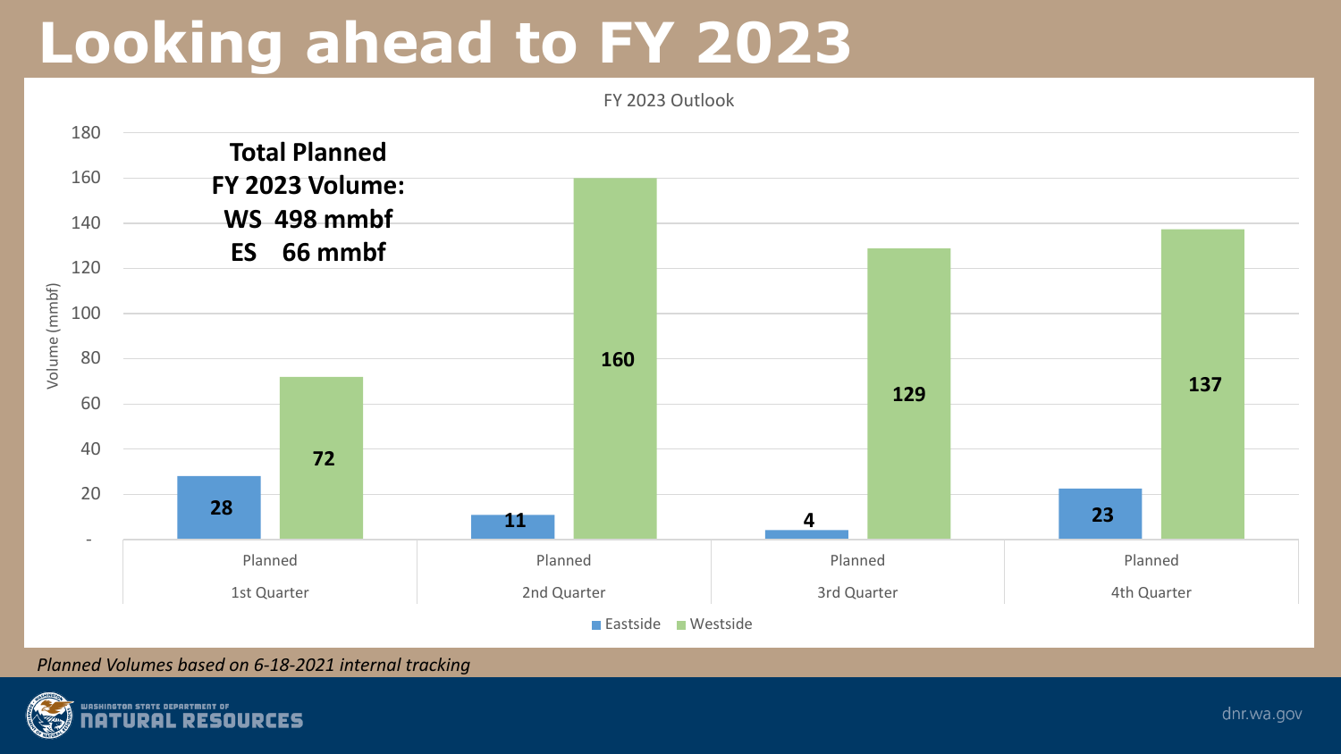# Looking ahead to FY 2023

FY 2023 Outlook

**Total Planned FY 2023 Volume:**
**WS 498 mmbf**
**ES 66 mmbf**

| Volume (mmbf) | Eastside | Westside |
|---|---|---|
| Planned 1st Quarter | 28 | 72 |
| Planned 2nd Quarter | 11 | 160 |
| Planned 3rd Quarter | 4 | 129 |
| Planned 4th Quarter | 23 | 137 |

*Planned Volumes based on 6-18-2021 internal tracking*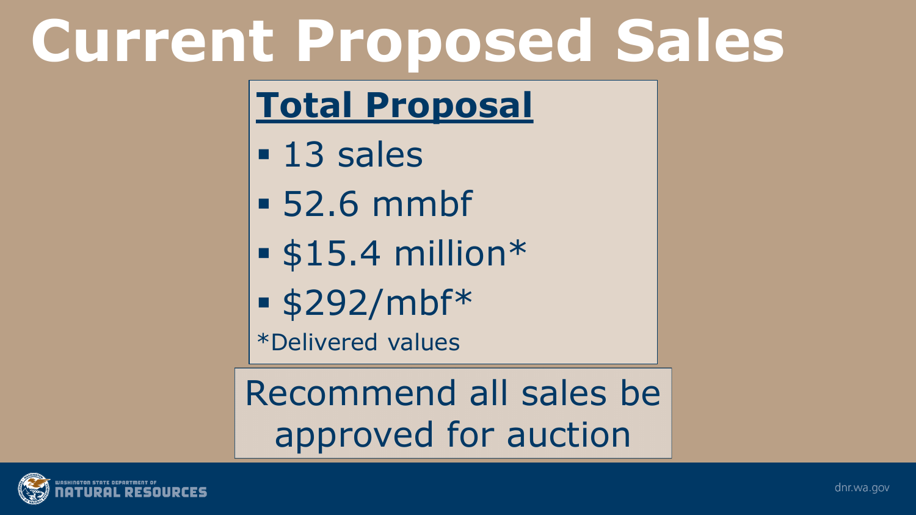# Current Proposed Sales

## Total Proposal

- 13 sales
- 52.6 mmbf
- $15.4 million*
- $292/mbf*

*Delivered values

Recommend all sales be approved for auction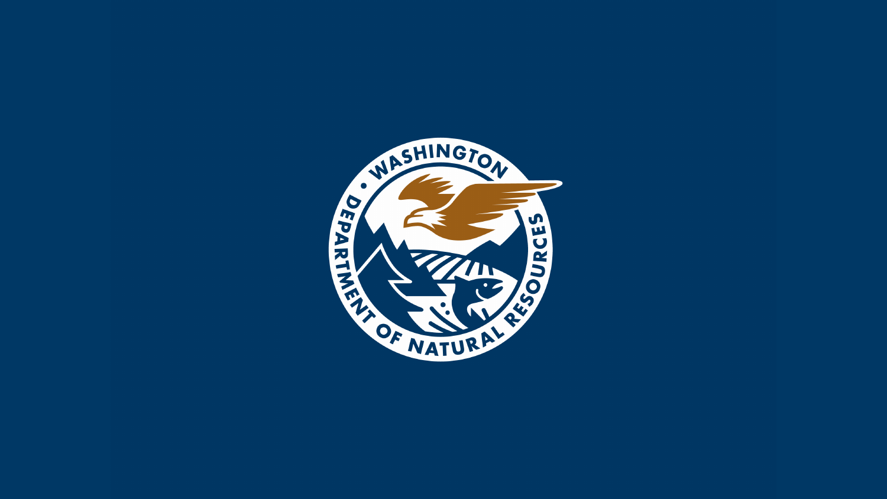WASHINGTON • DEPARTMENT OF NATURAL RESOURCES